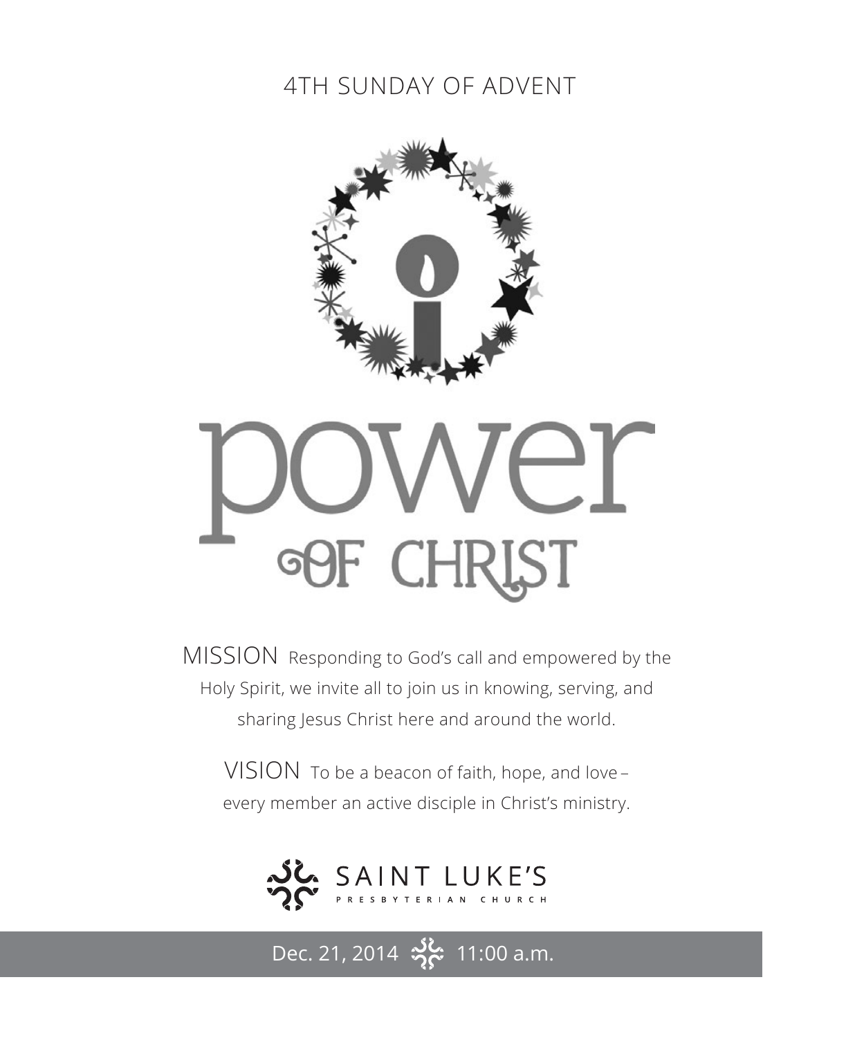4TH SUNDAY OF ADVENT

# power OF CHRIST

MISSION Responding to God's call and empowered by the Holy Spirit, we invite all to join us in knowing, serving, and sharing Jesus Christ here and around the world.

VISION To be a beacon of faith, hope, and love – every member an active disciple in Christ's ministry.

SAINT LUKE'S PRESBYTERIAN CHURCH

Dec. 21, 2014 11:00 a.m.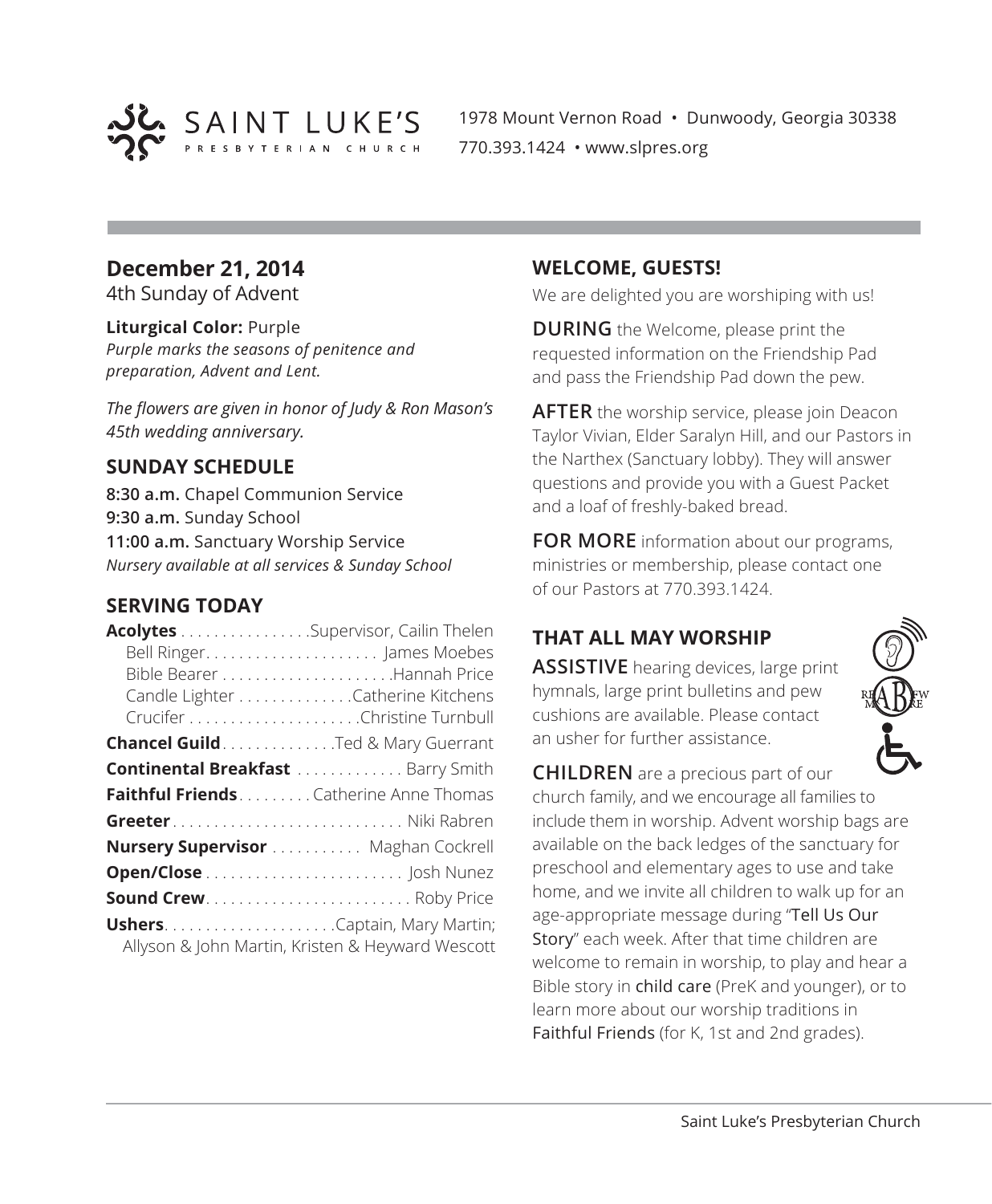SAINT LUKE'S PRESBYTERIAN CHURCH

1978 Mount Vernon Road • Dunwoody, Georgia 30338
770.393.1424 • www.slpres.org

## December 21, 2014

4th Sunday of Advent

**Liturgical Color:** Purple
*Purple marks the seasons of penitence and preparation, Advent and Lent.*

*The flowers are given in honor of Judy & Ron Mason's 45th wedding anniversary.*

### SUNDAY SCHEDULE

**8:30 a.m.** Chapel Communion Service
**9:30 a.m.** Sunday School
**11:00 a.m.** Sanctuary Worship Service
*Nursery available at all services & Sunday School*

### SERVING TODAY

**Acolytes** . . . . . . . . . . . . . . . . Supervisor, Cailin Thelen
Bell Ringer. . . . . . . . . . . . . . . . . . . . . James Moebes
Bible Bearer . . . . . . . . . . . . . . . . . . . . Hannah Price
Candle Lighter . . . . . . . . . . . . . Catherine Kitchens
Crucifer . . . . . . . . . . . . . . . . . . . . Christine Turnbull

**Chancel Guild** . . . . . . . . . . . . . Ted & Mary Guerrant

**Continental Breakfast** . . . . . . . . . . . . . Barry Smith

**Faithful Friends** . . . . . . . . . Catherine Anne Thomas

**Greeter** . . . . . . . . . . . . . . . . . . . . . . . . . . . . Niki Rabren

**Nursery Supervisor** . . . . . . . . . . . Maghan Cockrell

**Open/Close** . . . . . . . . . . . . . . . . . . . . . . . . Josh Nunez

**Sound Crew** . . . . . . . . . . . . . . . . . . . . . . . . Roby Price

**Ushers** . . . . . . . . . . . . . . . . . . . . Captain, Mary Martin; Allyson & John Martin, Kristen & Heyward Wescott

### WELCOME, GUESTS!

We are delighted you are worshiping with us!

**DURING** the Welcome, please print the requested information on the Friendship Pad and pass the Friendship Pad down the pew.

**AFTER** the worship service, please join Deacon Taylor Vivian, Elder Saralyn Hill, and our Pastors in the Narthex (Sanctuary lobby). They will answer questions and provide you with a Guest Packet and a loaf of freshly-baked bread.

**FOR MORE** information about our programs, ministries or membership, please contact one of our Pastors at 770.393.1424.

### THAT ALL MAY WORSHIP

**ASSISTIVE** hearing devices, large print hymnals, large print bulletins and pew cushions are available. Please contact an usher for further assistance.

**CHILDREN** are a precious part of our church family, and we encourage all families to include them in worship. Advent worship bags are available on the back ledges of the sanctuary for preschool and elementary ages to use and take home, and we invite all children to walk up for an age-appropriate message during "Tell Us Our Story" each week. After that time children are welcome to remain in worship, to play and hear a Bible story in child care (PreK and younger), or to learn more about our worship traditions in Faithful Friends (for K, 1st and 2nd grades).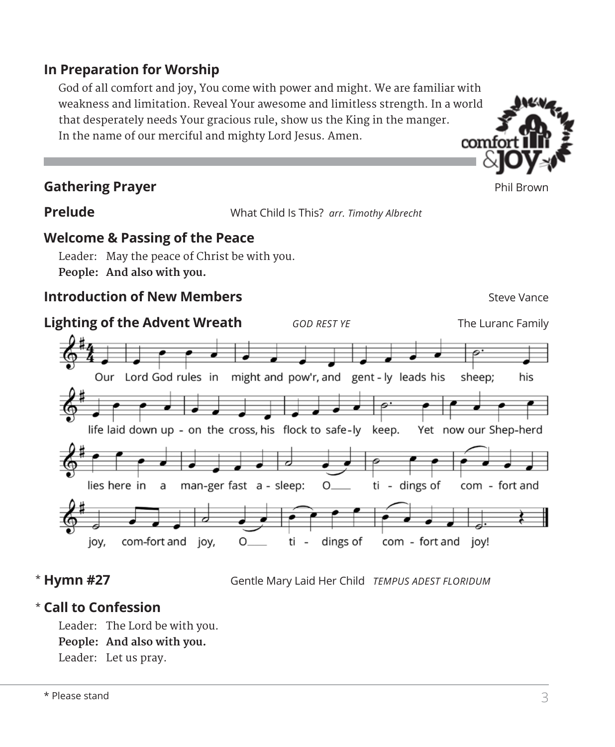## In Preparation for Worship

God of all comfort and joy, You come with power and might. We are familiar with weakness and limitation. Reveal Your awesome and limitless strength. In a world that desperately needs Your gracious rule, show us the King in the manger. In the name of our merciful and mighty Lord Jesus. Amen.

## Gathering Prayer

Phil Brown

## Prelude

What Child Is This? *arr. Timothy Albrecht*

## Welcome & Passing of the Peace

Leader: May the peace of Christ be with you.
**People: And also with you.**

## Introduction of New Members

Steve Vance

## Lighting of the Advent Wreath

*GOD REST YE* — The Luranc Family

Our Lord God rules in might and pow'r, and gent - ly leads his sheep; his life laid down up - on the cross, his flock to safe - ly keep. Yet now our Shep-herd lies here in a man-ger fast a - sleep: O ti - dings of com - fort and joy, com-fort and joy, O ti - dings of com - fort and joy!

## * Hymn #27

Gentle Mary Laid Her Child *TEMPUS ADEST FLORIDUM*

## * Call to Confession

Leader: The Lord be with you.
**People: And also with you.**
Leader: Let us pray.

* Please stand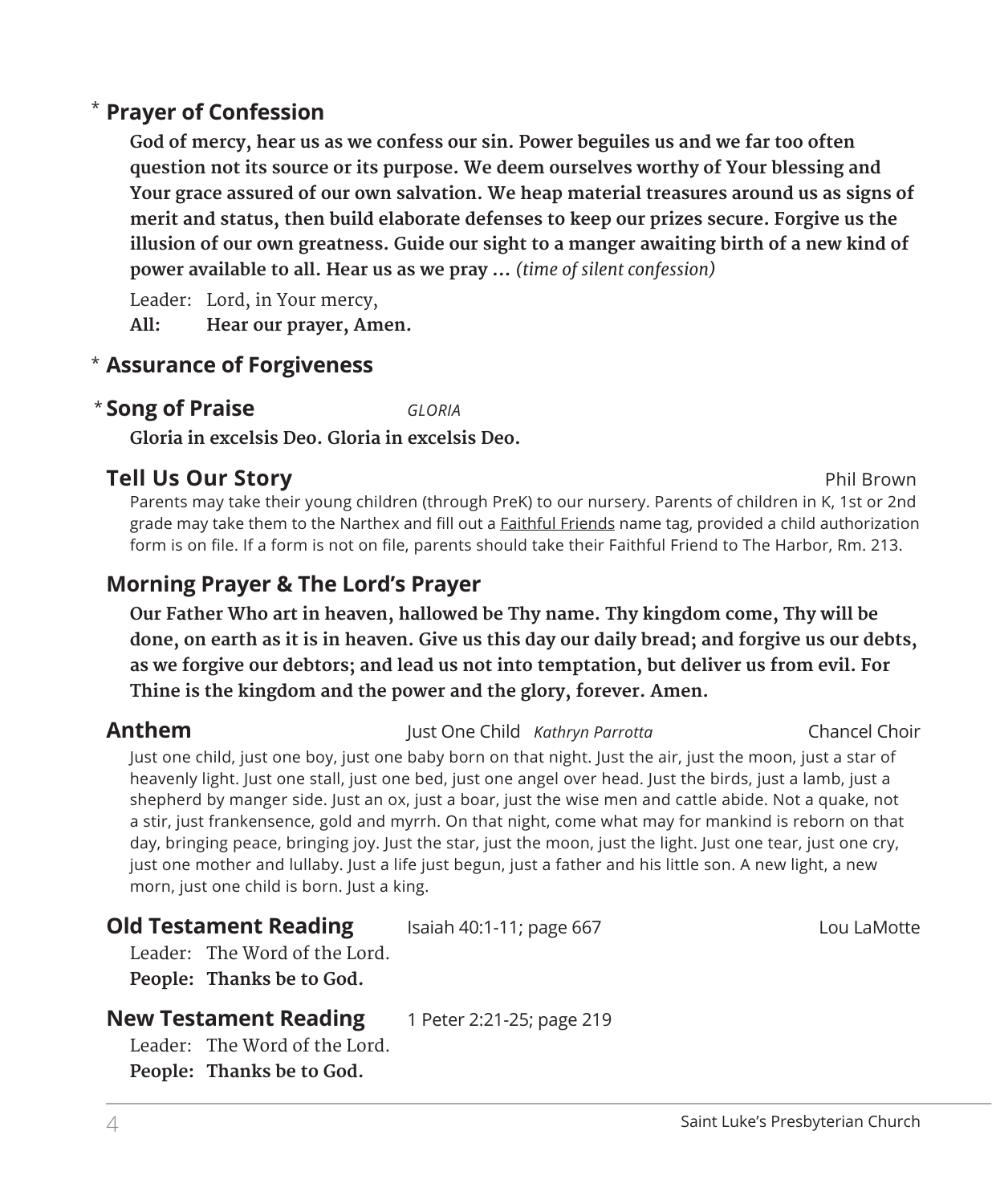## \* Prayer of Confession

**God of mercy, hear us as we confess our sin. Power beguiles us and we far too often question not its source or its purpose. We deem ourselves worthy of Your blessing and Your grace assured of our own salvation. We heap material treasures around us as signs of merit and status, then build elaborate defenses to keep our prizes secure. Forgive us the illusion of our own greatness. Guide our sight to a manger awaiting birth of a new kind of power available to all. Hear us as we pray …** *(time of silent confession)*

Leader: Lord, in Your mercy,
**All: Hear our prayer, Amen.**

## \* Assurance of Forgiveness

## \* Song of Praise *GLORIA*

**Gloria in excelsis Deo. Gloria in excelsis Deo.**

## Tell Us Our Story — Phil Brown

Parents may take their young children (through PreK) to our nursery. Parents of children in K, 1st or 2nd grade may take them to the Narthex and fill out a Faithful Friends name tag, provided a child authorization form is on file. If a form is not on file, parents should take their Faithful Friend to The Harbor, Rm. 213.

## Morning Prayer & The Lord's Prayer

**Our Father Who art in heaven, hallowed be Thy name. Thy kingdom come, Thy will be done, on earth as it is in heaven. Give us this day our daily bread; and forgive us our debts, as we forgive our debtors; and lead us not into temptation, but deliver us from evil. For Thine is the kingdom and the power and the glory, forever. Amen.**

## Anthem — Just One Child *Kathryn Parrotta* — Chancel Choir

Just one child, just one boy, just one baby born on that night. Just the air, just the moon, just a star of heavenly light. Just one stall, just one bed, just one angel over head. Just the birds, just a lamb, just a shepherd by manger side. Just an ox, just a boar, just the wise men and cattle abide. Not a quake, not a stir, just frankensence, gold and myrrh. On that night, come what may for mankind is reborn on that day, bringing peace, bringing joy. Just the star, just the moon, just the light. Just one tear, just one cry, just one mother and lullaby. Just a life just begun, just a father and his little son. A new light, a new morn, just one child is born. Just a king.

## Old Testament Reading — Isaiah 40:1-11; page 667 — Lou LaMotte

Leader: The Word of the Lord.
**People: Thanks be to God.**

## New Testament Reading — 1 Peter 2:21-25; page 219

Leader: The Word of the Lord.
**People: Thanks be to God.**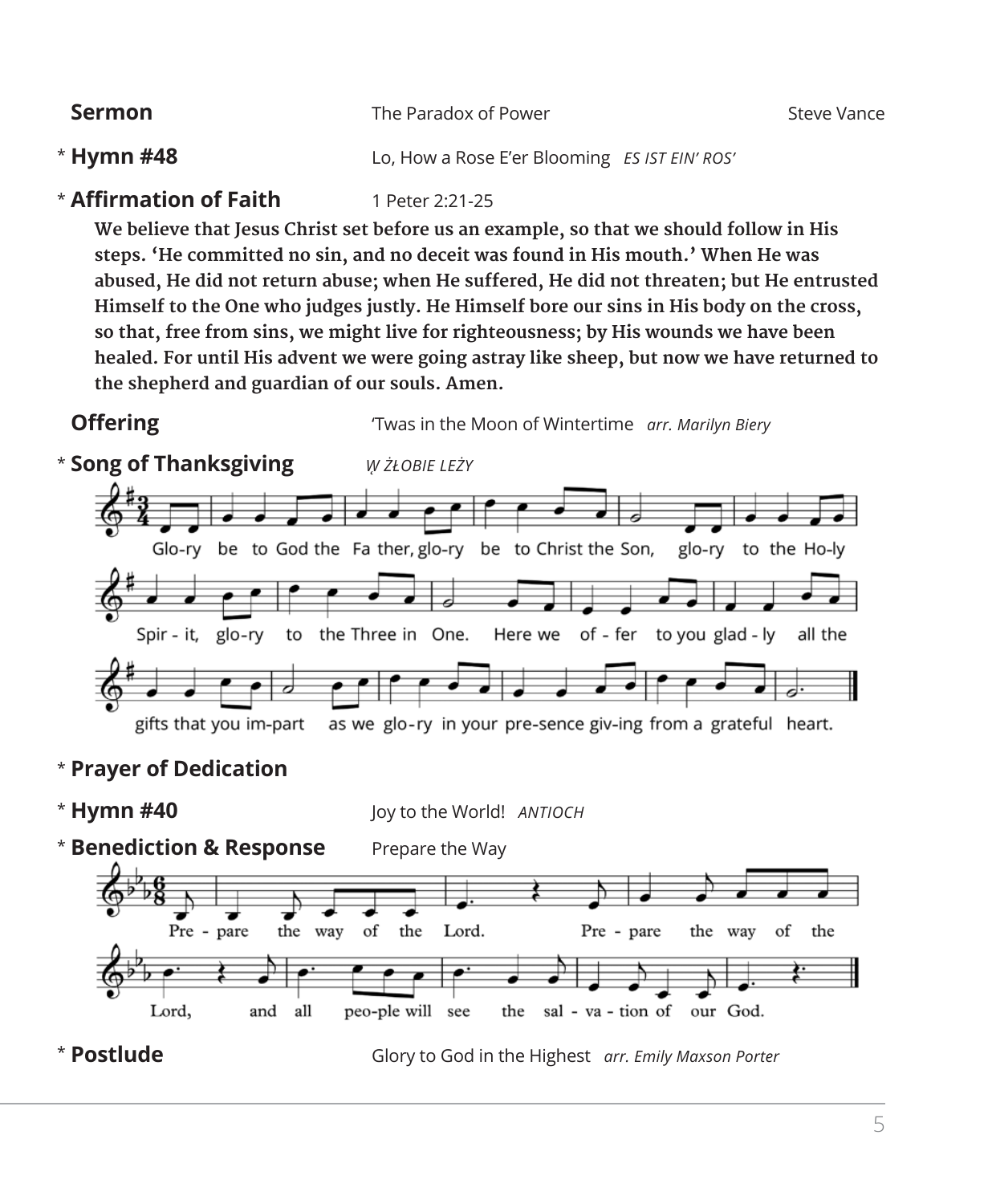**Sermon** The Paradox of Power Steve Vance

\* **Hymn #48** Lo, How a Rose E'er Blooming *ES IST EIN' ROS'*

\* **Affirmation of Faith** 1 Peter 2:21-25

**We believe that Jesus Christ set before us an example, so that we should follow in His steps. 'He committed no sin, and no deceit was found in His mouth.' When He was abused, He did not return abuse; when He suffered, He did not threaten; but He entrusted Himself to the One who judges justly. He Himself bore our sins in His body on the cross, so that, free from sins, we might live for righteousness; by His wounds we have been healed. For until His advent we were going astray like sheep, but now we have returned to the shepherd and guardian of our souls. Amen.**

**Offering** 'Twas in the Moon of Wintertime *arr. Marilyn Biery*

\* **Song of Thanksgiving** *W ŻŁOBIE LEŻY*

Glo-ry be to God the Fa ther, glo-ry be to Christ the Son, glo-ry to the Ho-ly Spir - it, glo-ry to the Three in One. Here we of - fer to you glad - ly all the gifts that you im-part as we glo-ry in your pre-sence giv-ing from a grateful heart.

\* **Prayer of Dedication**

\* **Hymn #40** Joy to the World! *ANTIOCH*

\* **Benediction & Response** Prepare the Way

Pre - pare the way of the Lord. Pre - pare the way of the Lord, and all peo-ple will see the sal - va - tion of our God.

\* **Postlude** Glory to God in the Highest *arr. Emily Maxson Porter*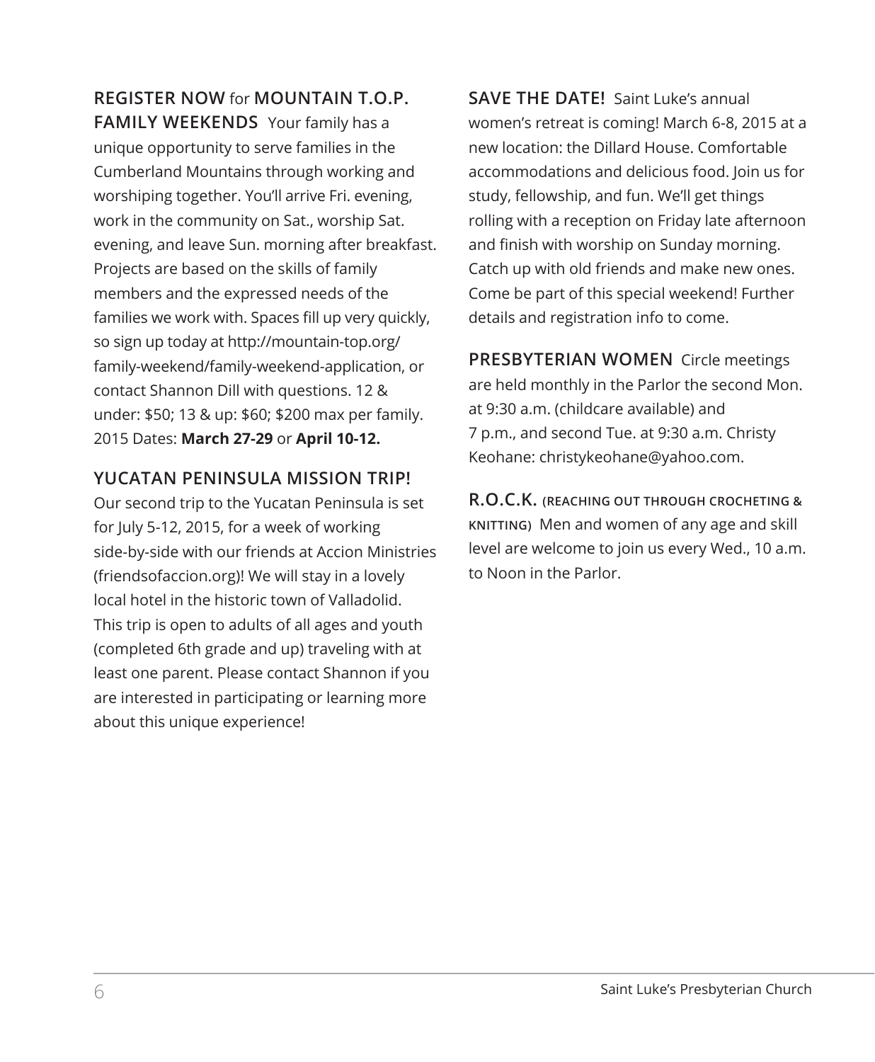**REGISTER NOW** for **MOUNTAIN T.O.P. FAMILY WEEKENDS** Your family has a unique opportunity to serve families in the Cumberland Mountains through working and worshiping together. You'll arrive Fri. evening, work in the community on Sat., worship Sat. evening, and leave Sun. morning after breakfast. Projects are based on the skills of family members and the expressed needs of the families we work with. Spaces fill up very quickly, so sign up today at http://mountain-top.org/family-weekend/family-weekend-application, or contact Shannon Dill with questions. 12 & under: $50; 13 & up: $60; $200 max per family. 2015 Dates: **March 27-29** or **April 10-12.**

**YUCATAN PENINSULA MISSION TRIP!**
Our second trip to the Yucatan Peninsula is set for July 5-12, 2015, for a week of working side-by-side with our friends at Accion Ministries (friendsofaccion.org)! We will stay in a lovely local hotel in the historic town of Valladolid. This trip is open to adults of all ages and youth (completed 6th grade and up) traveling with at least one parent. Please contact Shannon if you are interested in participating or learning more about this unique experience!

**SAVE THE DATE!** Saint Luke's annual women's retreat is coming! March 6-8, 2015 at a new location: the Dillard House. Comfortable accommodations and delicious food. Join us for study, fellowship, and fun. We'll get things rolling with a reception on Friday late afternoon and finish with worship on Sunday morning. Catch up with old friends and make new ones. Come be part of this special weekend! Further details and registration info to come.

**PRESBYTERIAN WOMEN** Circle meetings are held monthly in the Parlor the second Mon. at 9:30 a.m. (childcare available) and 7 p.m., and second Tue. at 9:30 a.m. Christy Keohane: christykeohane@yahoo.com.

**R.O.C.K. (REACHING OUT THROUGH CROCHETING & KNITTING)** Men and women of any age and skill level are welcome to join us every Wed., 10 a.m. to Noon in the Parlor.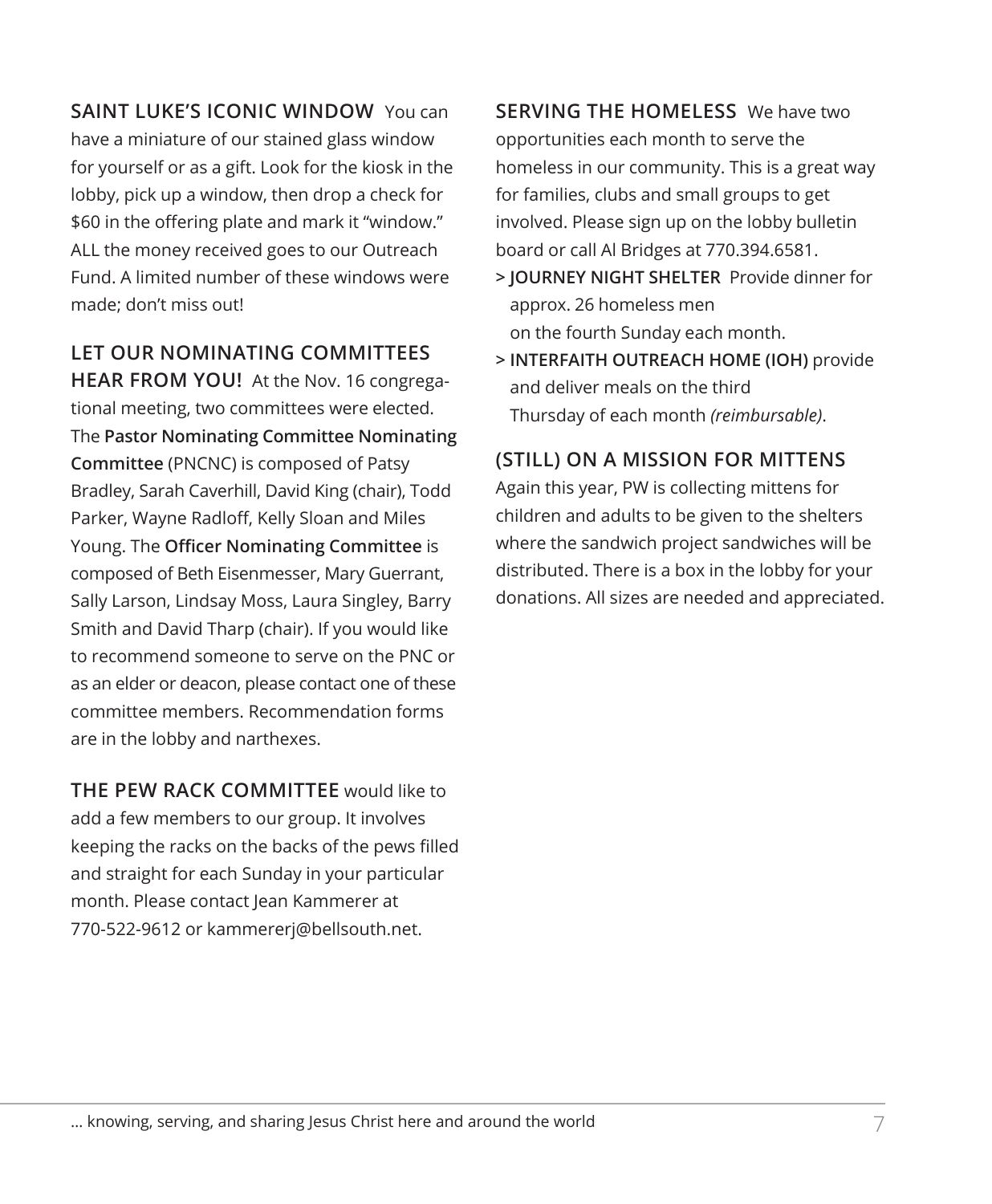**SAINT LUKE'S ICONIC WINDOW** You can have a miniature of our stained glass window for yourself or as a gift. Look for the kiosk in the lobby, pick up a window, then drop a check for $60 in the offering plate and mark it "window." ALL the money received goes to our Outreach Fund. A limited number of these windows were made; don't miss out!

**LET OUR NOMINATING COMMITTEES HEAR FROM YOU!** At the Nov. 16 congregational meeting, two committees were elected. The **Pastor Nominating Committee Nominating Committee** (PNCNC) is composed of Patsy Bradley, Sarah Caverhill, David King (chair), Todd Parker, Wayne Radloff, Kelly Sloan and Miles Young. The **Officer Nominating Committee** is composed of Beth Eisenmesser, Mary Guerrant, Sally Larson, Lindsay Moss, Laura Singley, Barry Smith and David Tharp (chair). If you would like to recommend someone to serve on the PNC or as an elder or deacon, please contact one of these committee members. Recommendation forms are in the lobby and narthexes.

**THE PEW RACK COMMITTEE** would like to add a few members to our group. It involves keeping the racks on the backs of the pews filled and straight for each Sunday in your particular month. Please contact Jean Kammerer at 770-522-9612 or kammererj@bellsouth.net.

**SERVING THE HOMELESS** We have two opportunities each month to serve the homeless in our community. This is a great way for families, clubs and small groups to get involved. Please sign up on the lobby bulletin board or call Al Bridges at 770.394.6581.

> **JOURNEY NIGHT SHELTER** Provide dinner for approx. 26 homeless men on the fourth Sunday each month.

> **INTERFAITH OUTREACH HOME (IOH)** provide and deliver meals on the third Thursday of each month *(reimbursable)*.

**(STILL) ON A MISSION FOR MITTENS**

Again this year, PW is collecting mittens for children and adults to be given to the shelters where the sandwich project sandwiches will be distributed. There is a box in the lobby for your donations. All sizes are needed and appreciated.

... knowing, serving, and sharing Jesus Christ here and around the world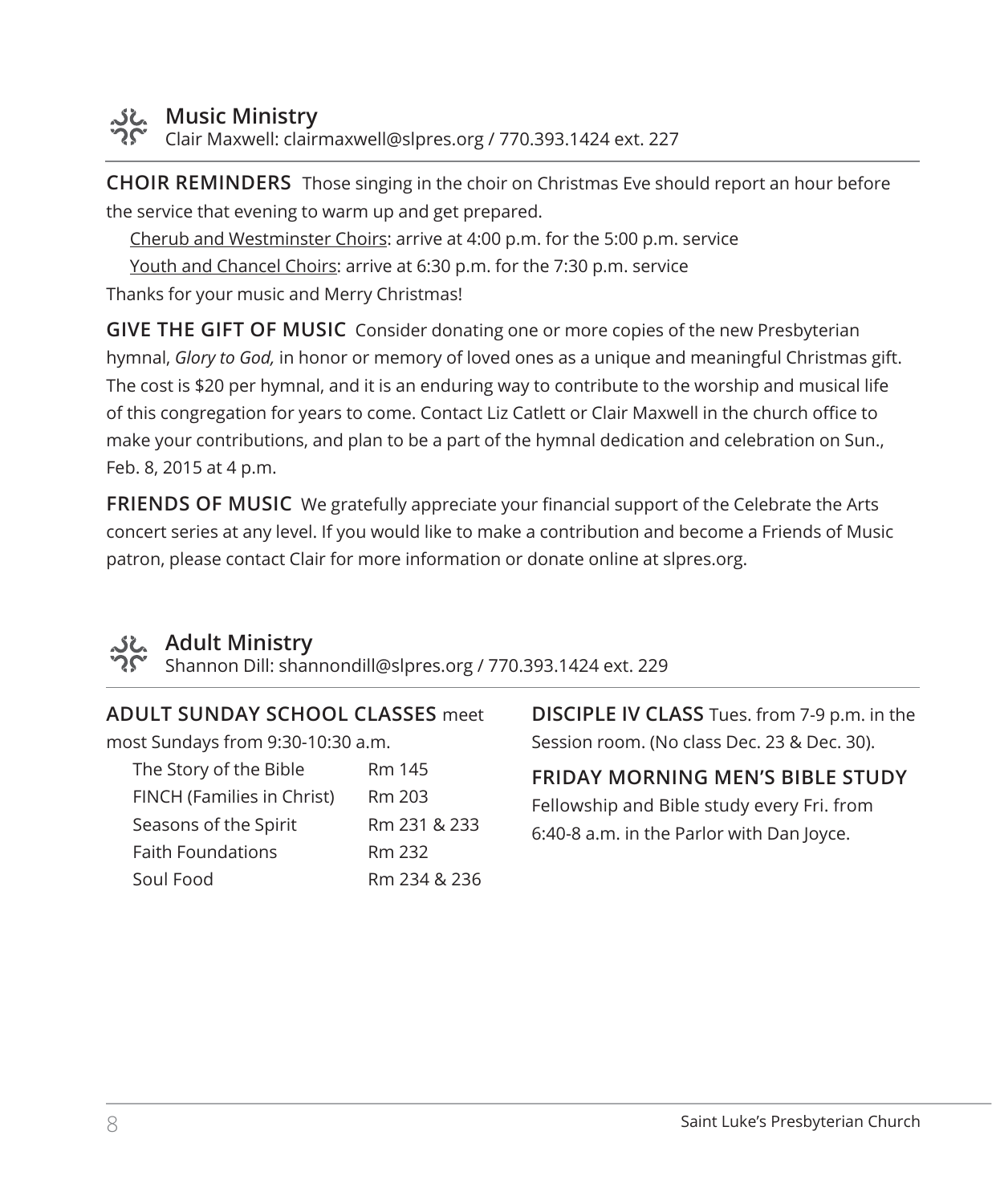## Music Ministry

Clair Maxwell: clairmaxwell@slpres.org / 770.393.1424 ext. 227

**CHOIR REMINDERS** Those singing in the choir on Christmas Eve should report an hour before the service that evening to warm up and get prepared.

Cherub and Westminster Choirs: arrive at 4:00 p.m. for the 5:00 p.m. service

Youth and Chancel Choirs: arrive at 6:30 p.m. for the 7:30 p.m. service

Thanks for your music and Merry Christmas!

**GIVE THE GIFT OF MUSIC** Consider donating one or more copies of the new Presbyterian hymnal, *Glory to God,* in honor or memory of loved ones as a unique and meaningful Christmas gift. The cost is $20 per hymnal, and it is an enduring way to contribute to the worship and musical life of this congregation for years to come. Contact Liz Catlett or Clair Maxwell in the church office to make your contributions, and plan to be a part of the hymnal dedication and celebration on Sun., Feb. 8, 2015 at 4 p.m.

**FRIENDS OF MUSIC** We gratefully appreciate your financial support of the Celebrate the Arts concert series at any level. If you would like to make a contribution and become a Friends of Music patron, please contact Clair for more information or donate online at slpres.org.

## Adult Ministry

Shannon Dill: shannondill@slpres.org / 770.393.1424 ext. 229

**ADULT SUNDAY SCHOOL CLASSES** meet most Sundays from 9:30-10:30 a.m.

| Class | Room |
|---|---|
| The Story of the Bible | Rm 145 |
| FINCH (Families in Christ) | Rm 203 |
| Seasons of the Spirit | Rm 231 & 233 |
| Faith Foundations | Rm 232 |
| Soul Food | Rm 234 & 236 |

**DISCIPLE IV CLASS** Tues. from 7-9 p.m. in the Session room. (No class Dec. 23 & Dec. 30).

**FRIDAY MORNING MEN'S BIBLE STUDY**
Fellowship and Bible study every Fri. from 6:40-8 a.m. in the Parlor with Dan Joyce.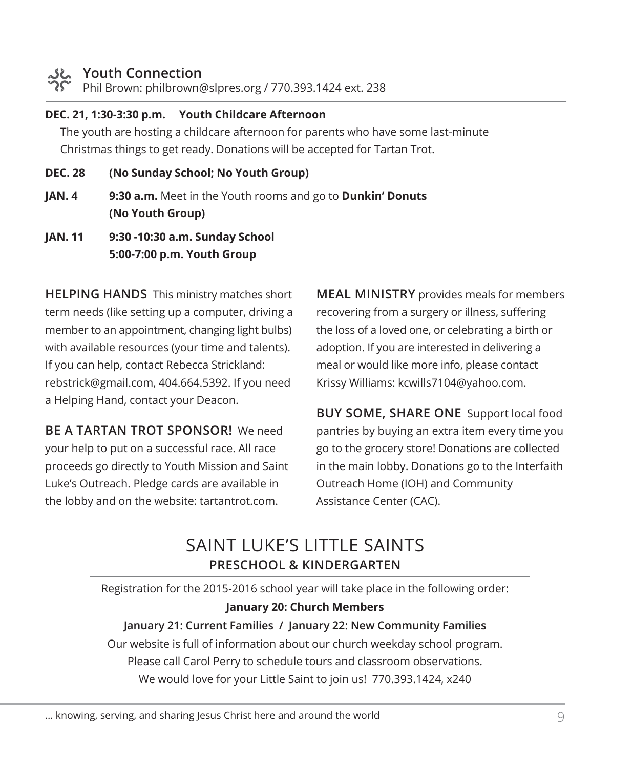## Youth Connection

Phil Brown: philbrown@slpres.org / 770.393.1424 ext. 238

**DEC. 21, 1:30-3:30 p.m. Youth Childcare Afternoon**

The youth are hosting a childcare afternoon for parents who have some last-minute Christmas things to get ready. Donations will be accepted for Tartan Trot.

**DEC. 28** **(No Sunday School; No Youth Group)**

**JAN. 4** **9:30 a.m.** Meet in the Youth rooms and go to **Dunkin' Donuts (No Youth Group)**

**JAN. 11** **9:30 -10:30 a.m. Sunday School**
**5:00-7:00 p.m. Youth Group**

**HELPING HANDS** This ministry matches short term needs (like setting up a computer, driving a member to an appointment, changing light bulbs) with available resources (your time and talents). If you can help, contact Rebecca Strickland: rebstrick@gmail.com, 404.664.5392. If you need a Helping Hand, contact your Deacon.

**BE A TARTAN TROT SPONSOR!** We need your help to put on a successful race. All race proceeds go directly to Youth Mission and Saint Luke's Outreach. Pledge cards are available in the lobby and on the website: tartantrot.com.

**MEAL MINISTRY** provides meals for members recovering from a surgery or illness, suffering the loss of a loved one, or celebrating a birth or adoption. If you are interested in delivering a meal or would like more info, please contact Krissy Williams: kcwills7104@yahoo.com.

**BUY SOME, SHARE ONE** Support local food pantries by buying an extra item every time you go to the grocery store! Donations are collected in the main lobby. Donations go to the Interfaith Outreach Home (IOH) and Community Assistance Center (CAC).

## SAINT LUKE'S LITTLE SAINTS

### PRESCHOOL & KINDERGARTEN

Registration for the 2015-2016 school year will take place in the following order:

**January 20: Church Members**

**January 21: Current Families / January 22: New Community Families**

Our website is full of information about our church weekday school program.
Please call Carol Perry to schedule tours and classroom observations.
We would love for your Little Saint to join us! 770.393.1424, x240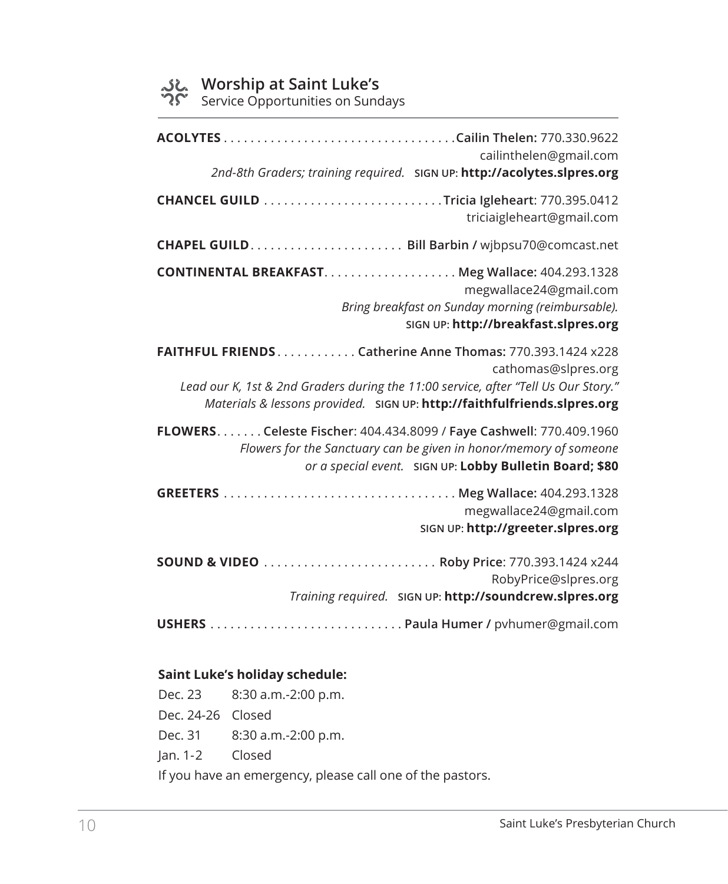## Worship at Saint Luke's

Service Opportunities on Sundays

**ACOLYTES** . . . . . . . . . . . . . . . . . . . . . . . . . . . . . . . . . . . **Cailin Thelen:** 770.330.9622
cailinthelen@gmail.com
*2nd-8th Graders; training required.* SIGN UP: **http://acolytes.slpres.org**

**CHANCEL GUILD** . . . . . . . . . . . . . . . . . . . . . . . . . . . **Tricia Igleheart**: 770.395.0412
triciaigleheart@gmail.com

**CHAPEL GUILD** . . . . . . . . . . . . . . . . . . . . . . . **Bill Barbin /** wjbpsu70@comcast.net

**CONTINENTAL BREAKFAST** . . . . . . . . . . . . . . . . . . . . **Meg Wallace:** 404.293.1328
megwallace24@gmail.com
*Bring breakfast on Sunday morning (reimbursable).*
SIGN UP: **http://breakfast.slpres.org**

**FAITHFUL FRIENDS** . . . . . . . . . . . . **Catherine Anne Thomas:** 770.393.1424 x228
cathomas@slpres.org
*Lead our K, 1st & 2nd Graders during the 11:00 service, after "Tell Us Our Story."*
*Materials & lessons provided.* SIGN UP: **http://faithfulfriends.slpres.org**

**FLOWERS** . . . . . . . **Celeste Fischer**: 404.434.8099 / **Faye Cashwell**: 770.409.1960
*Flowers for the Sanctuary can be given in honor/memory of someone*
*or a special event.* SIGN UP: **Lobby Bulletin Board; $80**

**GREETERS** . . . . . . . . . . . . . . . . . . . . . . . . . . . . . . . . . . . **Meg Wallace:** 404.293.1328
megwallace24@gmail.com
SIGN UP: **http://greeter.slpres.org**

**SOUND & VIDEO** . . . . . . . . . . . . . . . . . . . . . . . . . . **Roby Price**: 770.393.1424 x244
RobyPrice@slpres.org
*Training required.* SIGN UP: **http://soundcrew.slpres.org**

**USHERS** . . . . . . . . . . . . . . . . . . . . . . . . . . . . . **Paula Humer /** pvhumer@gmail.com

**Saint Luke's holiday schedule:**

Dec. 23 8:30 a.m.-2:00 p.m.
Dec. 24-26 Closed
Dec. 31 8:30 a.m.-2:00 p.m.
Jan. 1-2 Closed

If you have an emergency, please call one of the pastors.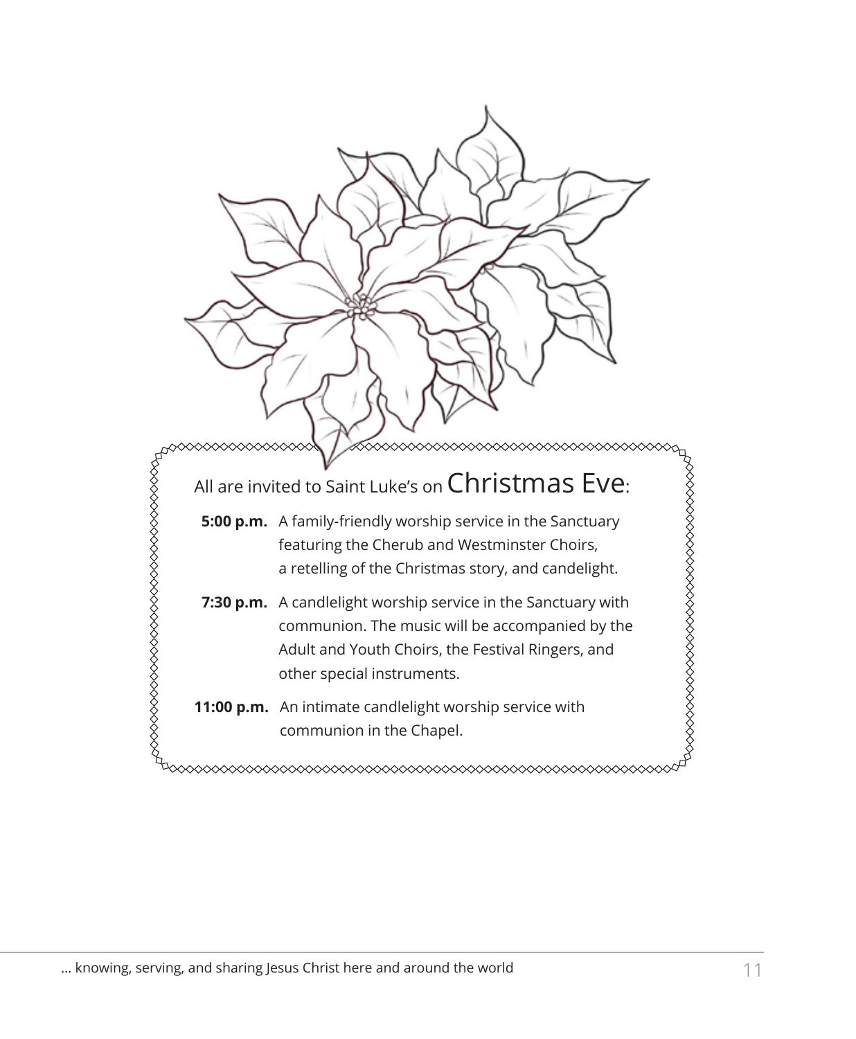All are invited to Saint Luke's on Christmas Eve:

**5:00 p.m.** A family-friendly worship service in the Sanctuary featuring the Cherub and Westminster Choirs, a retelling of the Christmas story, and candelight.

**7:30 p.m.** A candlelight worship service in the Sanctuary with communion. The music will be accompanied by the Adult and Youth Choirs, the Festival Ringers, and other special instruments.

**11:00 p.m.** An intimate candlelight worship service with communion in the Chapel.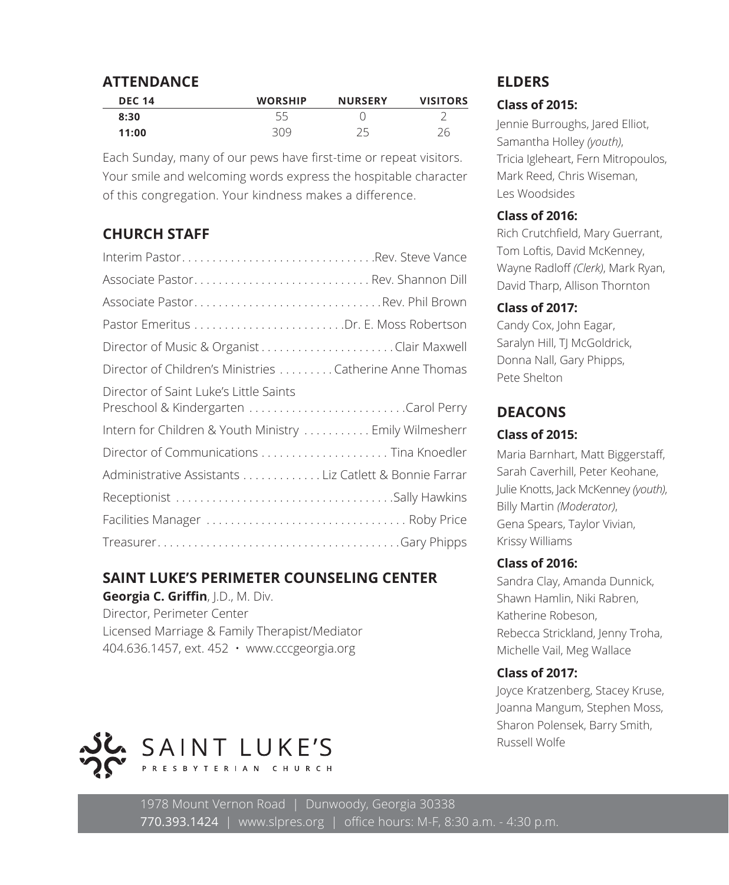## ATTENDANCE

| DEC 14 | WORSHIP | NURSERY | VISITORS |
|---|---|---|---|
| 8:30 | 55 | 0 | 2 |
| 11:00 | 309 | 25 | 26 |

Each Sunday, many of our pews have first-time or repeat visitors. Your smile and welcoming words express the hospitable character of this congregation. Your kindness makes a difference.

## CHURCH STAFF

Interim Pastor. . . . . . . . . . . . . . . . . . . . . . . . . . . . . . . .Rev. Steve Vance
Associate Pastor. . . . . . . . . . . . . . . . . . . . . . . . . . . . . Rev. Shannon Dill
Associate Pastor. . . . . . . . . . . . . . . . . . . . . . . . . . . . . . .Rev. Phil Brown
Pastor Emeritus . . . . . . . . . . . . . . . . . . . . . . . . .Dr. E. Moss Robertson
Director of Music & Organist . . . . . . . . . . . . . . . . . . . . . . Clair Maxwell
Director of Children's Ministries . . . . . . . . . Catherine Anne Thomas
Director of Saint Luke's Little Saints
Preschool & Kindergarten . . . . . . . . . . . . . . . . . . . . . . . . . .Carol Perry
Intern for Children & Youth Ministry . . . . . . . . . . . Emily Wilmesherr
Director of Communications . . . . . . . . . . . . . . . . . . . . . Tina Knoedler
Administrative Assistants . . . . . . . . . . . . . Liz Catlett & Bonnie Farrar
Receptionist . . . . . . . . . . . . . . . . . . . . . . . . . . . . . . . . . . . .Sally Hawkins
Facilities Manager . . . . . . . . . . . . . . . . . . . . . . . . . . . . . . . . Roby Price
Treasurer. . . . . . . . . . . . . . . . . . . . . . . . . . . . . . . . . . . . . . . .Gary Phipps

## SAINT LUKE'S PERIMETER COUNSELING CENTER

**Georgia C. Griffin**, J.D., M. Div.
Director, Perimeter Center
Licensed Marriage & Family Therapist/Mediator
404.636.1457, ext. 452 • www.cccgeorgia.org

## ELDERS

### Class of 2015:

Jennie Burroughs, Jared Elliot, Samantha Holley *(youth)*, Tricia Igleheart, Fern Mitropoulos, Mark Reed, Chris Wiseman, Les Woodsides

### Class of 2016:

Rich Crutchfield, Mary Guerrant, Tom Loftis, David McKenney, Wayne Radloff *(Clerk)*, Mark Ryan, David Tharp, Allison Thornton

### Class of 2017:

Candy Cox, John Eagar, Saralyn Hill, TJ McGoldrick, Donna Nall, Gary Phipps, Pete Shelton

## DEACONS

### Class of 2015:

Maria Barnhart, Matt Biggerstaff, Sarah Caverhill, Peter Keohane, Julie Knotts, Jack McKenney *(youth)*, Billy Martin *(Moderator)*, Gena Spears, Taylor Vivian, Krissy Williams

### Class of 2016:

Sandra Clay, Amanda Dunnick, Shawn Hamlin, Niki Rabren, Katherine Robeson, Rebecca Strickland, Jenny Troha, Michelle Vail, Meg Wallace

### Class of 2017:

Joyce Kratzenberg, Stacey Kruse, Joanna Mangum, Stephen Moss, Sharon Polensek, Barry Smith, Russell Wolfe

SAINT LUKE'S
PRESBYTERIAN CHURCH

1978 Mount Vernon Road | Dunwoody, Georgia 30338
770.393.1424 | www.slpres.org | office hours: M-F, 8:30 a.m. - 4:30 p.m.